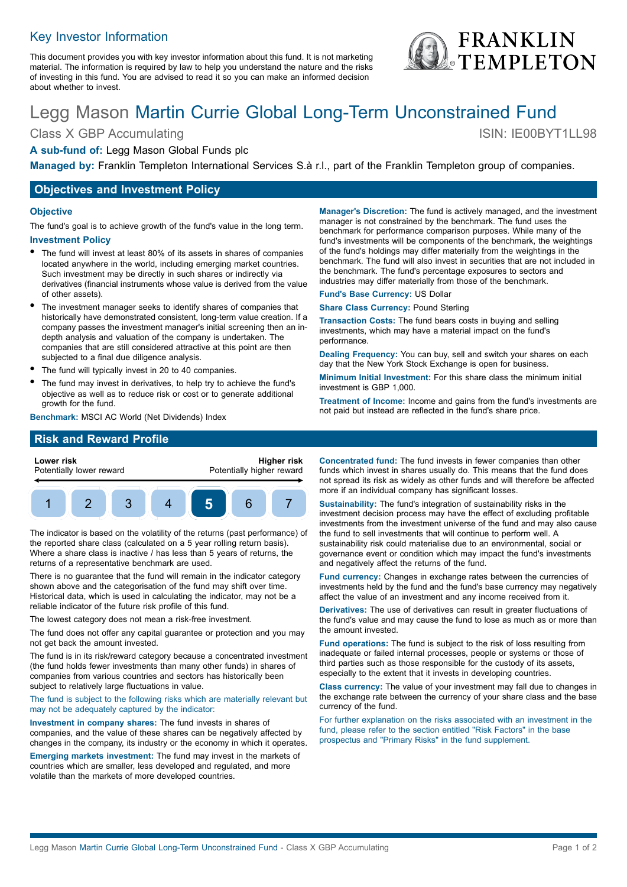## Key Investor Information

This document provides you with key investor information about this fund. It is not marketing material. The information is required by law to help you understand the nature and the risks of investing in this fund. You are advised to read it so you can make an informed decision about whether to invest.

# Legg Mason Martin Currie Global Long-Term Unconstrained Fund

Class X GBP Accumulating ISIN: IE00BYT1LL98

**A sub-fund of:** Legg Mason Global Funds plc

**Managed by:** Franklin Templeton International Services S.à r.l., part of the Franklin Templeton group of companies.

## Objectives and Investment Policy

### Objective

The fund's goal is to achieve growth of the fund's value in the long term.

### Investment Policy

- The fund will invest at least 80% of its assets in shares of companies located anywhere in the world, including emerging market countries. Such investment may be directly in such shares or indirectly via derivatives (financial instruments whose value is derived from the value of other assets).
- The investment manager seeks to identify shares of companies that historically have demonstrated consistent, long-term value creation. If a company passes the investment manager's initial screening then an in-depth analysis and valuation of the company is undertaken. The companies that are still considered attractive at this point are then subjected to a final due diligence analysis.
- The fund will typically invest in 20 to 40 companies.
- The fund may invest in derivatives, to help try to achieve the fund's objective as well as to reduce risk or cost or to generate additional growth for the fund.

**Benchmark:** MSCI AC World (Net Dividends) Index

**Manager's Discretion:** The fund is actively managed, and the investment manager is not constrained by the benchmark. The fund uses the benchmark for performance comparison purposes. While many of the fund's investments will be components of the benchmark, the weightings of the fund's holdings may differ materially from the weightings in the benchmark. The fund will also invest in securities that are not included in the benchmark. The fund's percentage exposures to sectors and industries may differ materially from those of the benchmark.

**Fund's Base Currency:** US Dollar

**Share Class Currency:** Pound Sterling

**Transaction Costs:** The fund bears costs in buying and selling investments, which may have a material impact on the fund's performance.

**Dealing Frequency:** You can buy, sell and switch your shares on each day that the New York Stock Exchange is open for business.

**Minimum Initial Investment:** For this share class the minimum initial investment is GBP 1,000.

**Treatment of Income:** Income and gains from the fund's investments are not paid but instead are reflected in the fund's share price.

## Risk and Reward Profile

**Lower risk** Potentially lower reward — **Higher risk** Potentially higher reward

| 1 | 2 | 3 | 4 | **5** | 6 | 7 |
|---|---|---|---|---|---|---|

The indicator is based on the volatility of the returns (past performance) of the reported share class (calculated on a 5 year rolling return basis). Where a share class is inactive / has less than 5 years of returns, the returns of a representative benchmark are used.

There is no guarantee that the fund will remain in the indicator category shown above and the categorisation of the fund may shift over time. Historical data, which is used in calculating the indicator, may not be a reliable indicator of the future risk profile of this fund.

The lowest category does not mean a risk-free investment.

The fund does not offer any capital guarantee or protection and you may not get back the amount invested.

The fund is in its risk/reward category because a concentrated investment (the fund holds fewer investments than many other funds) in shares of companies from various countries and sectors has historically been subject to relatively large fluctuations in value.

The fund is subject to the following risks which are materially relevant but may not be adequately captured by the indicator:

**Investment in company shares:** The fund invests in shares of companies, and the value of these shares can be negatively affected by changes in the company, its industry or the economy in which it operates.

**Emerging markets investment:** The fund may invest in the markets of countries which are smaller, less developed and regulated, and more volatile than the markets of more developed countries.

**Concentrated fund:** The fund invests in fewer companies than other funds which invest in shares usually do. This means that the fund does not spread its risk as widely as other funds and will therefore be affected more if an individual company has significant losses.

**Sustainability:** The fund's integration of sustainability risks in the investment decision process may have the effect of excluding profitable investments from the investment universe of the fund and may also cause the fund to sell investments that will continue to perform well. A sustainability risk could materialise due to an environmental, social or governance event or condition which may impact the fund's investments and negatively affect the returns of the fund.

**Fund currency:** Changes in exchange rates between the currencies of investments held by the fund and the fund's base currency may negatively affect the value of an investment and any income received from it.

**Derivatives:** The use of derivatives can result in greater fluctuations of the fund's value and may cause the fund to lose as much as or more than the amount invested.

**Fund operations:** The fund is subject to the risk of loss resulting from inadequate or failed internal processes, people or systems or those of third parties such as those responsible for the custody of its assets, especially to the extent that it invests in developing countries.

**Class currency:** The value of your investment may fall due to changes in the exchange rate between the currency of your share class and the base currency of the fund.

For further explanation on the risks associated with an investment in the fund, please refer to the section entitled "Risk Factors" in the base prospectus and "Primary Risks" in the fund supplement.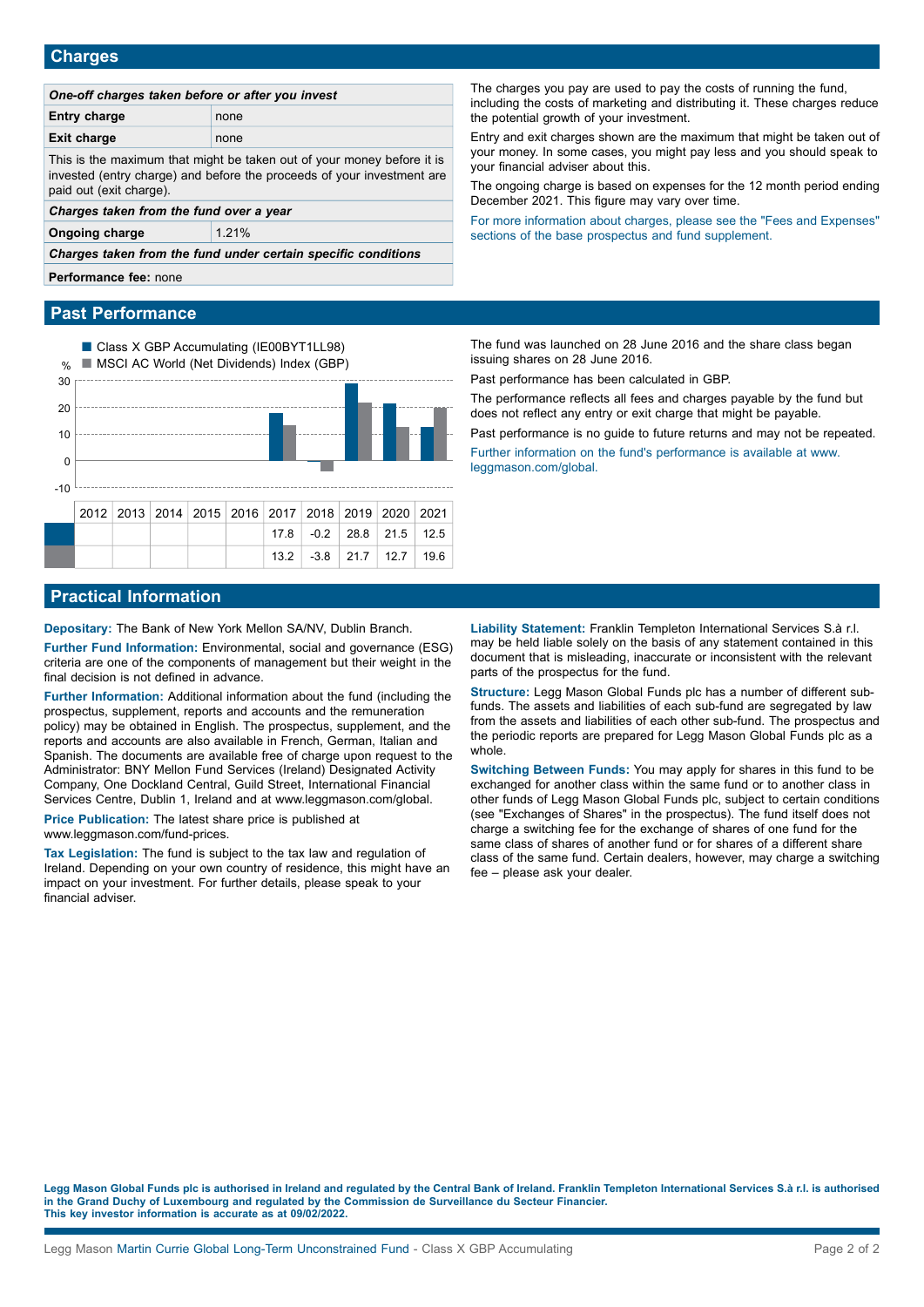## Charges

| One-off charges taken before or after you invest | |
|---|---|
| **Entry charge** | none |
| **Exit charge** | none |
| This is the maximum that might be taken out of your money before it is invested (entry charge) and before the proceeds of your investment are paid out (exit charge). | |
| ***Charges taken from the fund over a year*** | |
| **Ongoing charge** | 1.21% |
| ***Charges taken from the fund under certain specific conditions*** | |
| **Performance fee:** none | |

The charges you pay are used to pay the costs of running the fund, including the costs of marketing and distributing it. These charges reduce the potential growth of your investment.

Entry and exit charges shown are the maximum that might be taken out of your money. In some cases, you might pay less and you should speak to your financial adviser about this.

The ongoing charge is based on expenses for the 12 month period ending December 2021. This figure may vary over time.

For more information about charges, please see the "Fees and Expenses" sections of the base prospectus and fund supplement.

## Past Performance

Class X GBP Accumulating (IE00BYT1LL98)

MSCI AC World (Net Dividends) Index (GBP)

%

30
20
10
0
-10

| | 2012 | 2013 | 2014 | 2015 | 2016 | 2017 | 2018 | 2019 | 2020 | 2021 |
|---|---|---|---|---|---|---|---|---|---|---|
| Class X GBP Accumulating | | | | | | 17.8 | -0.2 | 28.8 | 21.5 | 12.5 |
| MSCI AC World (Net Dividends) Index (GBP) | | | | | | 13.2 | -3.8 | 21.7 | 12.7 | 19.6 |

The fund was launched on 28 June 2016 and the share class began issuing shares on 28 June 2016.

Past performance has been calculated in GBP.

The performance reflects all fees and charges payable by the fund but does not reflect any entry or exit charge that might be payable.

Past performance is no guide to future returns and may not be repeated.

Further information on the fund's performance is available at www.leggmason.com/global.

## Practical Information

**Depositary:** The Bank of New York Mellon SA/NV, Dublin Branch.

**Further Fund Information:** Environmental, social and governance (ESG) criteria are one of the components of management but their weight in the final decision is not defined in advance.

**Further Information:** Additional information about the fund (including the prospectus, supplement, reports and accounts and the remuneration policy) may be obtained in English. The prospectus, supplement, and the reports and accounts are also available in French, German, Italian and Spanish. The documents are available free of charge upon request to the Administrator: BNY Mellon Fund Services (Ireland) Designated Activity Company, One Dockland Central, Guild Street, International Financial Services Centre, Dublin 1, Ireland and at www.leggmason.com/global.

**Price Publication:** The latest share price is published at www.leggmason.com/fund-prices.

**Tax Legislation:** The fund is subject to the tax law and regulation of Ireland. Depending on your own country of residence, this might have an impact on your investment. For further details, please speak to your financial adviser.

**Liability Statement:** Franklin Templeton International Services S.à r.l. may be held liable solely on the basis of any statement contained in this document that is misleading, inaccurate or inconsistent with the relevant parts of the prospectus for the fund.

**Structure:** Legg Mason Global Funds plc has a number of different sub-funds. The assets and liabilities of each sub-fund are segregated by law from the assets and liabilities of each other sub-fund. The prospectus and the periodic reports are prepared for Legg Mason Global Funds plc as a whole.

**Switching Between Funds:** You may apply for shares in this fund to be exchanged for another class within the same fund or to another class in other funds of Legg Mason Global Funds plc, subject to certain conditions (see "Exchanges of Shares" in the prospectus). The fund itself does not charge a switching fee for the exchange of shares of one fund for the same class of shares of another fund or for shares of a different share class of the same fund. Certain dealers, however, may charge a switching fee – please ask your dealer.

**Legg Mason Global Funds plc is authorised in Ireland and regulated by the Central Bank of Ireland. Franklin Templeton International Services S.à r.l. is authorised in the Grand Duchy of Luxembourg and regulated by the Commission de Surveillance du Secteur Financier.**
**This key investor information is accurate as at 09/02/2022.**